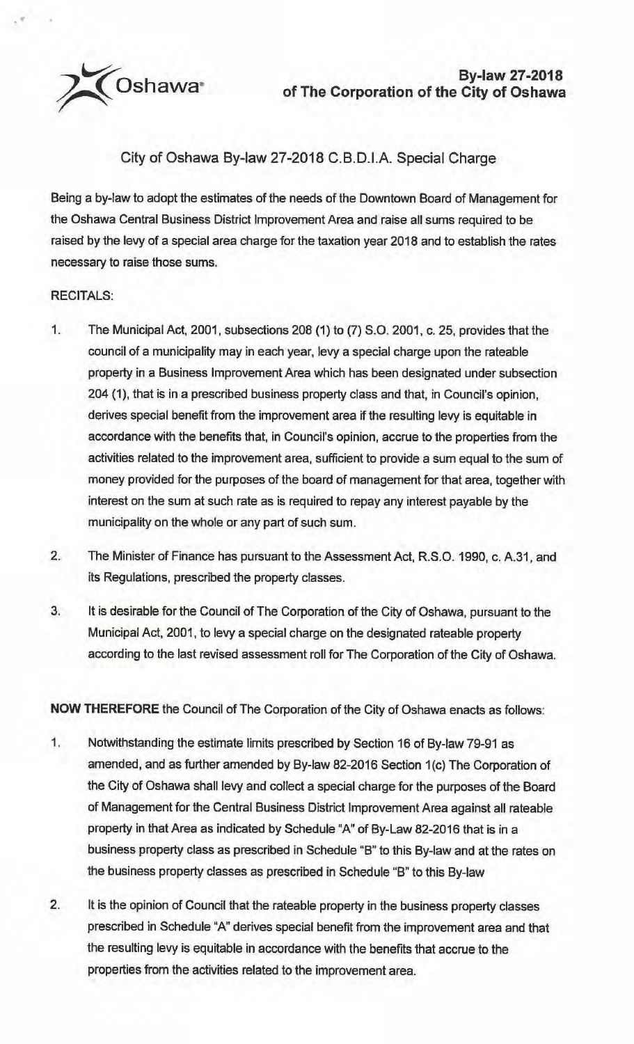# By-law 27-2018
## of The Corporation of the City of Oshawa

City of Oshawa By-law 27-2018 C.B.D.I.A. Special Charge

Being a by-law to adopt the estimates of the needs of the Downtown Board of Management for the Oshawa Central Business District Improvement Area and raise all sums required to be raised by the levy of a special area charge for the taxation year 2018 and to establish the rates necessary to raise those sums.

RECITALS:

1. The Municipal Act, 2001, subsections 208 (1) to (7) S.O. 2001, c. 25, provides that the council of a municipality may in each year, levy a special charge upon the rateable property in a Business Improvement Area which has been designated under subsection 204 (1), that is in a prescribed business property class and that, in Council's opinion, derives special benefit from the improvement area if the resulting levy is equitable in accordance with the benefits that, in Council's opinion, accrue to the properties from the activities related to the improvement area, sufficient to provide a sum equal to the sum of money provided for the purposes of the board of management for that area, together with interest on the sum at such rate as is required to repay any interest payable by the municipality on the whole or any part of such sum.

2. The Minister of Finance has pursuant to the Assessment Act, R.S.O. 1990, c. A.31, and its Regulations, prescribed the property classes.

3. It is desirable for the Council of The Corporation of the City of Oshawa, pursuant to the Municipal Act, 2001, to levy a special charge on the designated rateable property according to the last revised assessment roll for The Corporation of the City of Oshawa.

**NOW THEREFORE** the Council of The Corporation of the City of Oshawa enacts as follows:

1. Notwithstanding the estimate limits prescribed by Section 16 of By-law 79-91 as amended, and as further amended by By-law 82-2016 Section 1(c) The Corporation of the City of Oshawa shall levy and collect a special charge for the purposes of the Board of Management for the Central Business District Improvement Area against all rateable property in that Area as indicated by Schedule "A" of By-Law 82-2016 that is in a business property class as prescribed in Schedule "B" to this By-law and at the rates on the business property classes as prescribed in Schedule "B" to this By-law

2. It is the opinion of Council that the rateable property in the business property classes prescribed in Schedule "A" derives special benefit from the improvement area and that the resulting levy is equitable in accordance with the benefits that accrue to the properties from the activities related to the improvement area.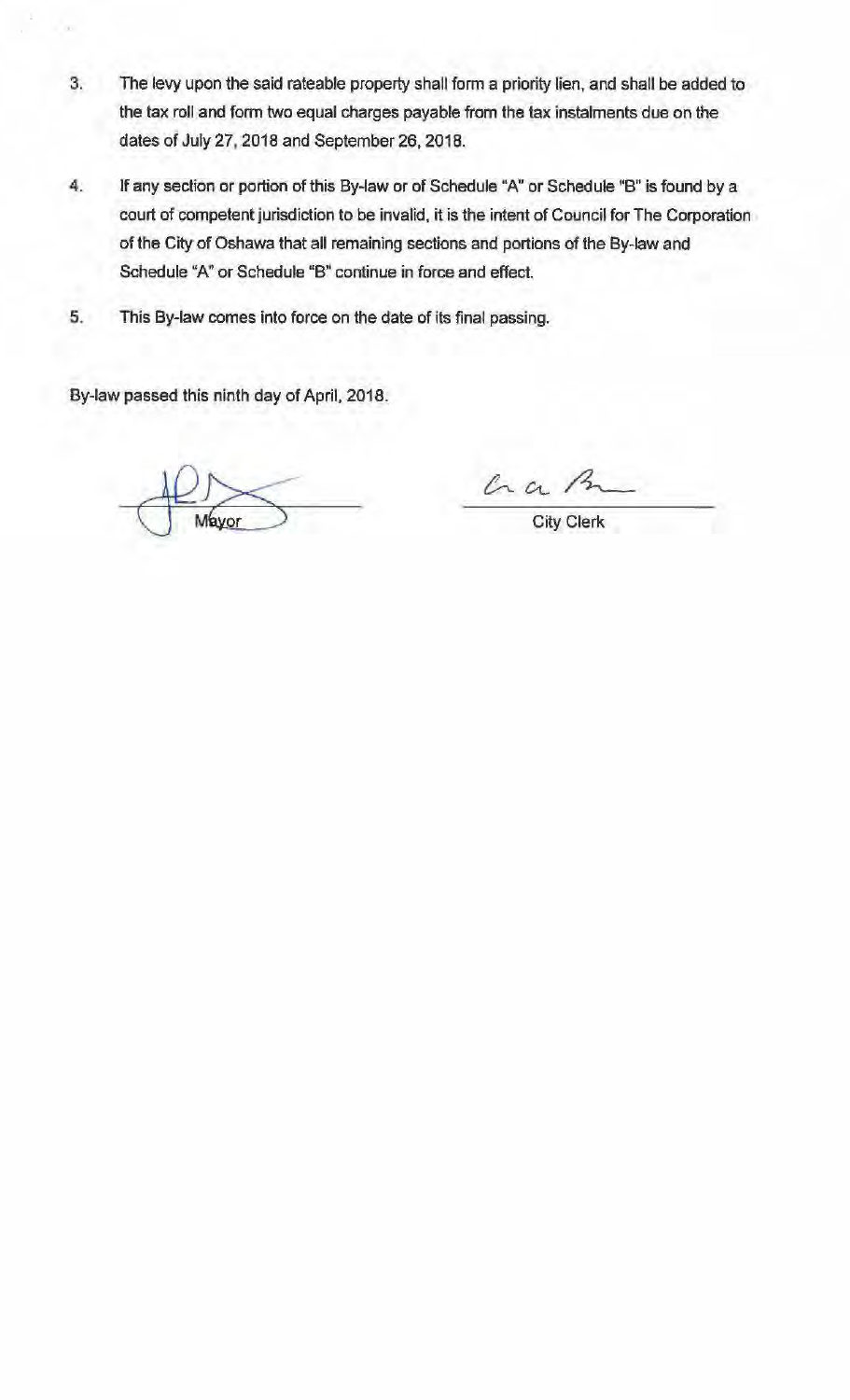3. The levy upon the said rateable property shall form a priority lien, and shall be added to the tax roll and form two equal charges payable from the tax instalments due on the dates of July 27, 2018 and September 26, 2018.

4. If any section or portion of this By-law or of Schedule "A" or Schedule "B" is found by a court of competent jurisdiction to be invalid, it is the intent of Council for The Corporation of the City of Oshawa that all remaining sections and portions of the By-law and Schedule "A" or Schedule "B" continue in force and effect.

5. This By-law comes into force on the date of its final passing.

By-law passed this ninth day of April, 2018.

Mayor

City Clerk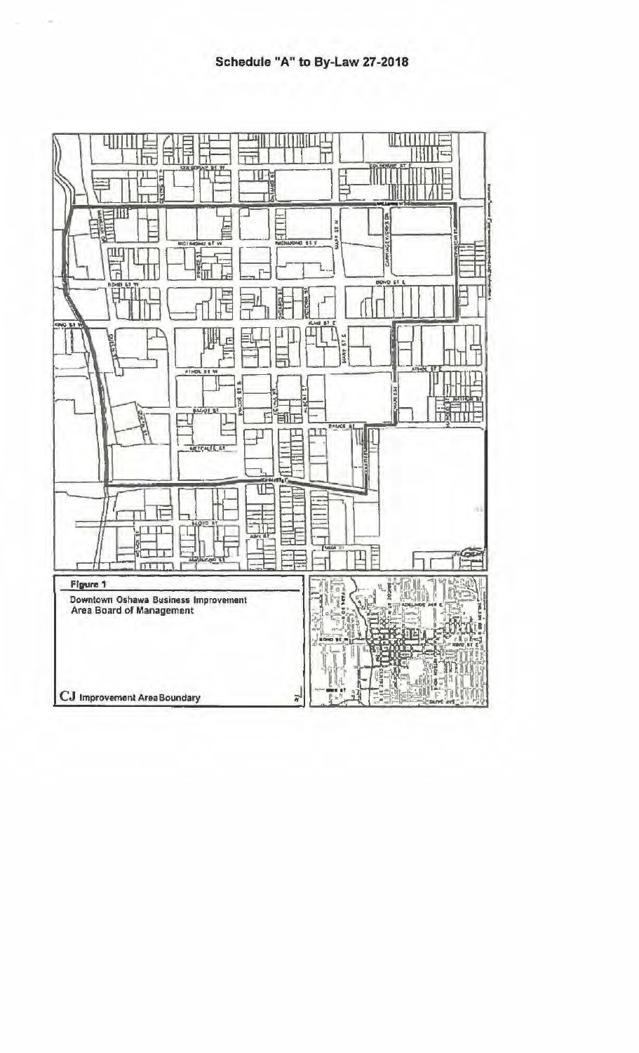# Schedule "A" to By-Law 27-2018

**Figure 1**

Downtown Oshawa Business Improvement Area Board of Management

CJ Improvement Area Boundary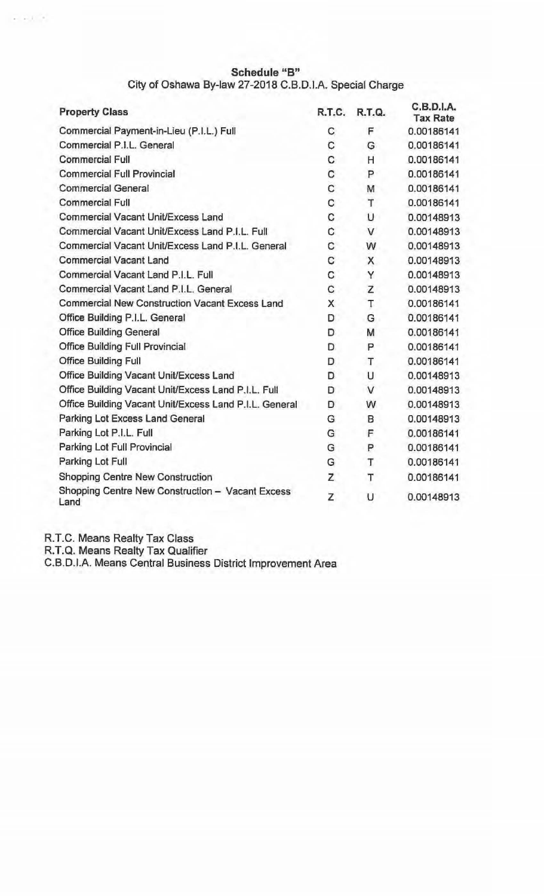**Schedule "B"**

City of Oshawa By-law 27-2018 C.B.D.I.A. Special Charge

| Property Class | R.T.C. | R.T.Q. | C.B.D.I.A. Tax Rate |
|---|---|---|---|
| Commercial Payment-in-Lieu (P.I.L.) Full | C | F | 0.00186141 |
| Commercial P.I.L. General | C | G | 0.00186141 |
| Commercial Full | C | H | 0.00186141 |
| Commercial Full Provincial | C | P | 0.00186141 |
| Commercial General | C | M | 0.00186141 |
| Commercial Full | C | T | 0.00186141 |
| Commercial Vacant Unit/Excess Land | C | U | 0.00148913 |
| Commercial Vacant Unit/Excess Land P.I.L. Full | C | V | 0.00148913 |
| Commercial Vacant Unit/Excess Land P.I.L. General | C | W | 0.00148913 |
| Commercial Vacant Land | C | X | 0.00148913 |
| Commercial Vacant Land P.I.L. Full | C | Y | 0.00148913 |
| Commercial Vacant Land P.I.L. General | C | Z | 0.00148913 |
| Commercial New Construction Vacant Excess Land | X | T | 0.00186141 |
| Office Building P.I.L. General | D | G | 0.00186141 |
| Office Building General | D | M | 0.00186141 |
| Office Building Full Provincial | D | P | 0.00186141 |
| Office Building Full | D | T | 0.00186141 |
| Office Building Vacant Unit/Excess Land | D | U | 0.00148913 |
| Office Building Vacant Unit/Excess Land P.I.L. Full | D | V | 0.00148913 |
| Office Building Vacant Unit/Excess Land P.I.L. General | D | W | 0.00148913 |
| Parking Lot Excess Land General | G | B | 0.00148913 |
| Parking Lot P.I.L. Full | G | F | 0.00186141 |
| Parking Lot Full Provincial | G | P | 0.00186141 |
| Parking Lot Full | G | T | 0.00186141 |
| Shopping Centre New Construction | Z | T | 0.00186141 |
| Shopping Centre New Construction – Vacant Excess Land | Z | U | 0.00148913 |

R.T.C. Means Realty Tax Class

R.T.Q. Means Realty Tax Qualifier

C.B.D.I.A. Means Central Business District Improvement Area